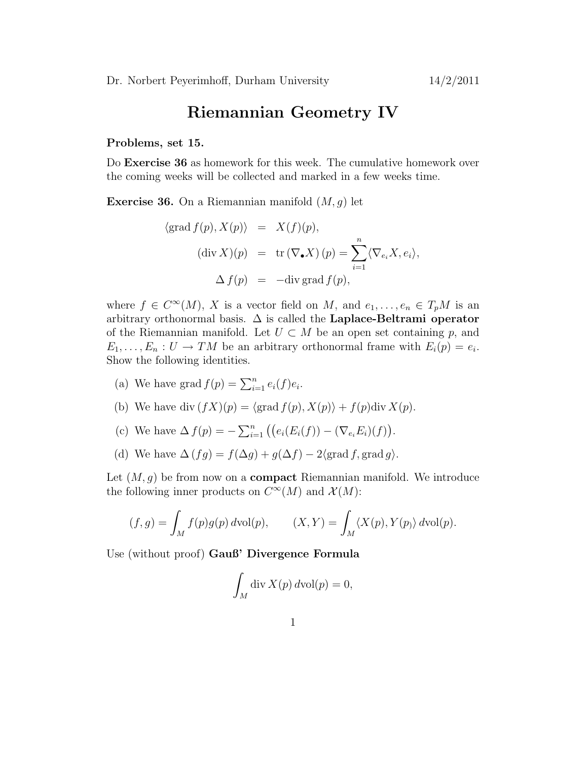Dr. Norbert Peyerimhoff, Durham University 14/2/2011

# Riemannian Geometry IV

**Problems, set 15.**

Do **Exercise 36** as homework for this week. The cumulative homework over the coming weeks will be collected and marked in a few weeks time.

**Exercise 36.** On a Riemannian manifold $(M, g)$ let

$$
\begin{aligned}
\langle \operatorname{grad} f(p), X(p) \rangle &= X(f)(p), \\
(\operatorname{div} X)(p) &= \operatorname{tr}(\nabla_{\bullet} X)(p) = \sum_{i=1}^{n} \langle \nabla_{e_i} X, e_i \rangle, \\
\Delta f(p) &= -\operatorname{div} \operatorname{grad} f(p),
\end{aligned}
$$

where $f \in C^\infty(M)$, $X$ is a vector field on $M$, and $e_1, \dots, e_n \in T_pM$ is an arbitrary orthonormal basis. $\Delta$ is called the **Laplace-Beltrami operator** of the Riemannian manifold. Let $U \subset M$ be an open set containing $p$, and $E_1, \dots, E_n : U \to TM$ be an arbitrary orthonormal frame with $E_i(p) = e_i$. Show the following identities.

(a) We have $\operatorname{grad} f(p) = \sum_{i=1}^{n} e_i(f) e_i$.

(b) We have $\operatorname{div}(fX)(p) = \langle \operatorname{grad} f(p), X(p) \rangle + f(p) \operatorname{div} X(p)$.

(c) We have $\Delta f(p) = -\sum_{i=1}^{n} \big( \big( e_i(E_i(f)) - (\nabla_{e_i} E_i)(f) \big)$.

(d) We have $\Delta(fg) = f(\Delta g) + g(\Delta f) - 2\langle \operatorname{grad} f, \operatorname{grad} g \rangle$.

Let $(M, g)$ be from now on a **compact** Riemannian manifold. We introduce the following inner products on $C^\infty(M)$ and $\mathcal{X}(M)$:

$$
(f, g) = \int_M f(p) g(p) \, d\mathrm{vol}(p), \qquad (X, Y) = \int_M \langle X(p), Y(p) \rangle \, d\mathrm{vol}(p).
$$

Use (without proof) **Gauß' Divergence Formula**

$$
\int_M \operatorname{div} X(p) \, d\mathrm{vol}(p) = 0,
$$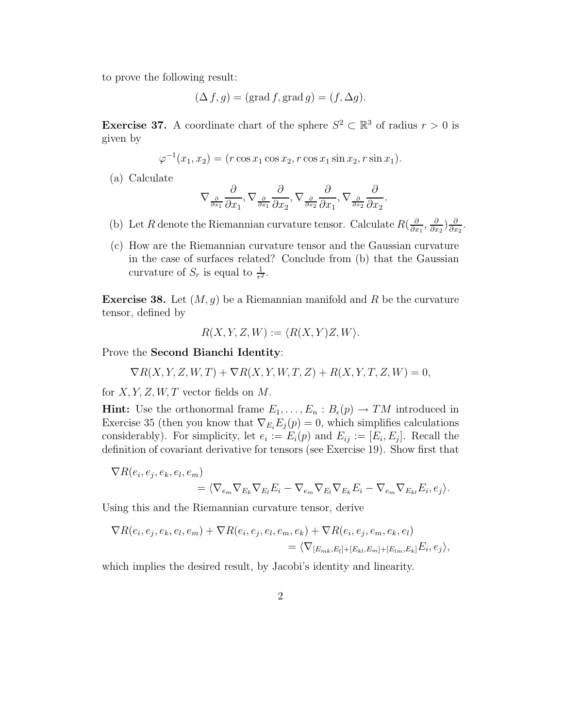to prove the following result:

$$(\Delta f, g) = (\operatorname{grad} f, \operatorname{grad} g) = (f, \Delta g).$$

**Exercise 37.** A coordinate chart of the sphere $S^2 \subset \mathbb{R}^3$ of radius $r > 0$ is given by

$$\varphi^{-1}(x_1, x_2) = (r \cos x_1 \cos x_2, r \cos x_1 \sin x_2, r \sin x_1).$$

(a) Calculate

$$\nabla_{\frac{\partial}{\partial x_1}} \frac{\partial}{\partial x_1}, \nabla_{\frac{\partial}{\partial x_1}} \frac{\partial}{\partial x_2}, \nabla_{\frac{\partial}{\partial x_2}} \frac{\partial}{\partial x_1}, \nabla_{\frac{\partial}{\partial x_2}} \frac{\partial}{\partial x_2}.$$

(b) Let $R$ denote the Riemannian curvature tensor. Calculate $R(\frac{\partial}{\partial x_1}, \frac{\partial}{\partial x_2})\frac{\partial}{\partial x_2}$.

(c) How are the Riemannian curvature tensor and the Gaussian curvature in the case of surfaces related? Conclude from (b) that the Gaussian curvature of $S_r$ is equal to $\frac{1}{r^2}$.

**Exercise 38.** Let $(M, g)$ be a Riemannian manifold and $R$ be the curvature tensor, defined by

$$R(X, Y, Z, W) := \langle R(X, Y)Z, W \rangle.$$

Prove the **Second Bianchi Identity**:

$$\nabla R(X, Y, Z, W, T) + \nabla R(X, Y, W, T, Z) + R(X, Y, T, Z, W) = 0,$$

for $X, Y, Z, W, T$ vector fields on $M$.

**Hint:** Use the orthonormal frame $E_1, \ldots, E_n : B_\epsilon(p) \to TM$ introduced in Exercise 35 (then you know that $\nabla_{E_i} E_j(p) = 0$, which simplifies calculations considerably). For simplicity, let $e_i := E_i(p)$ and $E_{ij} := [E_i, E_j]$. Recall the definition of covariant derivative for tensors (see Exercise 19). Show first that

$$\nabla R(e_i, e_j, e_k, e_l, e_m) \\ = \langle \nabla_{e_m} \nabla_{E_k} \nabla_{E_l} E_i - \nabla_{e_m} \nabla_{E_l} \nabla_{E_k} E_i - \nabla_{e_m} \nabla_{E_{kl}} E_i, e_j \rangle.$$

Using this and the Riemannian curvature tensor, derive

$$\nabla R(e_i, e_j, e_k, e_l, e_m) + \nabla R(e_i, e_j, e_l, e_m, e_k) + \nabla R(e_i, e_j, e_m, e_k, e_l) \\ = \langle \nabla_{[E_{mk}, E_l] + [E_{kl}, E_m] + [E_{lm}, E_k]} E_i, e_j \rangle,$$

which implies the desired result, by Jacobi's identity and linearity.